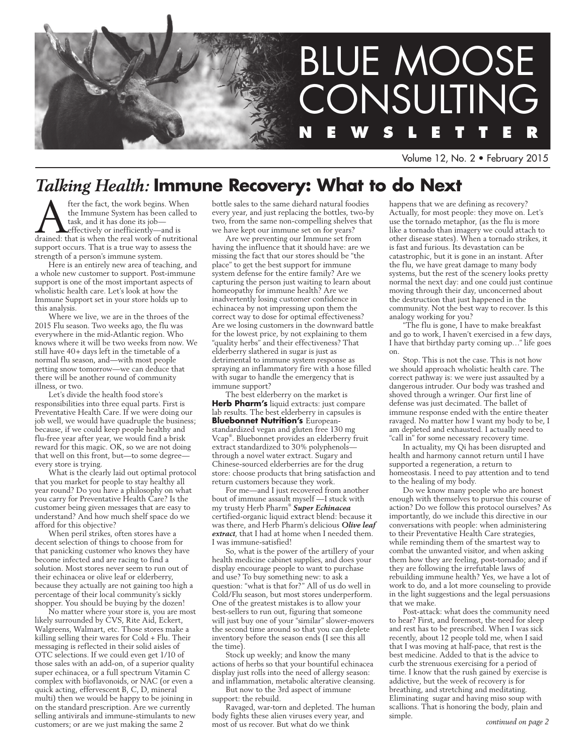# BLUE MOOSE CONSULTING NEWSLETTER

Volume 12, No. 2 • February 2015

## *Talking Health:* Immune Recovery: What to do Next

After the fact, the work begins. When the Immune System has been called to task, and it has done its job—effectively or inefficiently—and is drained: that is when the real work of nutritional support occurs. That is a true way to assess the strength of a person's immune system.

Here is an entirely new area of teaching, and a whole new customer to support. Post-immune support is one of the most important aspects of wholistic health care. Let's look at how the Immune Support set in your store holds up to this analysis.

Where we live, we are in the throes of the 2015 Flu season. Two weeks ago, the flu was everywhere in the mid-Atlantic region. Who knows where it will be two weeks from now. We still have 40+ days left in the timetable of a normal flu season, and—with most people getting snow tomorrow—we can deduce that there will be another round of community illness, or two.

Let's divide the health food store's responsibilities into three equal parts. First is Preventative Health Care. If we were doing our job well, we would have quadruple the business; because, if we could keep people healthy and flu-free year after year, we would find a brisk reward for this magic. OK, so we are not doing that well on this front, but—to some degree—every store is trying.

What is the clearly laid out optimal protocol that you market for people to stay healthy all year round? Do you have a philosophy on what you carry for Preventative Health Care? Is the customer being given messages that are easy to understand? And how much shelf space do we afford for this objective?

When peril strikes, often stores have a decent selection of things to choose from for that panicking customer who knows they have become infected and are racing to find a solution. Most stores never seem to run out of their echinacea or olive leaf or elderberry, because they actually are not gaining too high a percentage of their local community's sickly shopper. You should be buying by the dozen!

No matter where your store is, you are most likely surrounded by CVS, Rite Aid, Eckert, Walgreens, Walmart, etc. Those stores make a killing selling their wares for Cold + Flu. Their messaging is reflected in their solid aisles of OTC selections. If we could even get 1/10 of those sales with an add-on, of a superior quality super echinacea, or a full spectrum Vitamin C complex with bioflavonoids, or NAC (or even a quick acting, effervescent B, C, D, mineral multi) then we would be happy to be joining in on the standard prescription. Are we currently selling antivirals and immune-stimulants to new customers; or are we just making the same 2 bottle sales to the same diehard natural foodies every year, and just replacing the bottles, two-by two, from the same non-compelling shelves that we have kept our immune set on for years?

Are we preventing our Immune set from having the influence that it should have: are we missing the fact that our stores should be "the place" to get the best support for immune system defense for the entire family? Are we capturing the person just waiting to learn about homeopathy for immune health? Are we inadvertently losing customer confidence in echinacea by not impressing upon them the correct way to dose for optimal effectiveness? Are we losing customers in the downward battle for the lowest price, by not explaining to them "quality herbs" and their effectiveness? That elderberry slathered in sugar is just as detrimental to immune system response as spraying an inflammatory fire with a hose filled with sugar to handle the emergency that is immune support?

The best elderberry on the market is **Herb Pharm's** liquid extracts: just compare lab results. The best elderberry in capsules is **Bluebonnet Nutrition's** European-standardized vegan and gluten free 130 mg Vcap®. Bluebonnet provides an elderberry fruit extract standardized to 30% polyphenols—through a novel water extract. Sugary and Chinese-sourced elderberries are for the drug store: choose products that bring satisfaction and return customers because they work.

For me—and I just recovered from another bout of immune assault myself —I stuck with my trusty Herb Pharm® ***Super Echinacea*** certified-organic liquid extract blend: because it was there, and Herb Pharm's delicious ***Olive leaf extract***, that I had at home when I needed them. I was immune-satisfied!

So, what is the power of the artillery of your health medicine cabinet supplies, and does your display encourage people to want to purchase and use? To buy something new: to ask a question: "what is that for?" All of us do well in Cold/Flu season, but most stores underperform. One of the greatest mistakes is to allow your best-sellers to run out, figuring that someone will just buy one of your "similar" slower-movers the second time around so that you can deplete inventory before the season ends (I see this all the time).

Stock up weekly; and know the many actions of herbs so that your bountiful echinacea display just rolls into the need of allergy season: and inflammation, metabolic alterative cleansing.

But now to the 3rd aspect of immune support: the rebuild.

Ravaged, war-torn and depleted. The human body fights these alien viruses every year, and most of us recover. But what do we think happens that we are defining as recovery? Actually, for most people: they move on. Let's use the tornado metaphor, (as the flu is more like a tornado than imagery we could attach to other disease states). When a tornado strikes, it is fast and furious. Its devastation can be catastrophic, but it is gone in an instant. After the flu, we have great damage to many body systems, but the rest of the scenery looks pretty normal the next day: and one could just continue moving through their day, unconcerned about the destruction that just happened in the community. Not the best way to recover. Is this analogy working for you?

"The flu is gone, I have to make breakfast and go to work, I haven't exercised in a few days, I have that birthday party coming up…" life goes on.

Stop. This is not the case. This is not how we should approach wholistic health care. The correct pathway is: we were just assaulted by a dangerous intruder. Our body was trashed and shoved through a wringer. Our first line of defense was just decimated. The ballet of immune response ended with the entire theater ravaged. No matter how I want my body to be, I am depleted and exhausted. I actually need to "call in" for some necessary recovery time.

In actuality, my Qi has been disrupted and health and harmony cannot return until I have supported a regeneration, a return to homeostasis. I need to pay attention and to tend to the healing of my body.

Do we know many people who are honest enough with themselves to pursue this course of action? Do we follow this protocol ourselves? As importantly, do we include this directive in our conversations with people: when administering to their Preventative Health Care strategies, while reminding them of the smartest way to combat the unwanted visitor, and when asking them how they are feeling, post-tornado; and if they are following the irrefutable laws of rebuilding immune health? Yes, we have a lot of work to do, and a lot more counseling to provide in the light suggestions and the legal persuasions that we make.

Post-attack: what does the community need to hear? First, and foremost, the need for sleep and rest has to be prescribed. When I was sick recently, about 12 people told me, when I said that I was moving at half-pace, that rest is the best medicine. Added to that is the advice to curb the strenuous exercising for a period of time. I know that the rush gained by exercise is addictive, but the week of recovery is for breathing, and stretching and meditating. Eliminating sugar and having miso soup with scallions. That is honoring the body, plain and simple.

*continued on page 2*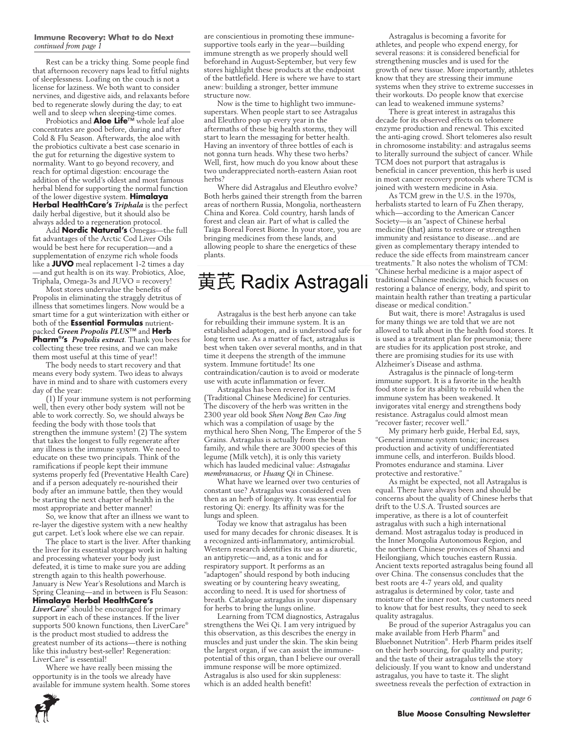**Immune Recovery: What to do Next**
*continued from page 1*

Rest can be a tricky thing. Some people find that afternoon recovery naps lead to fitful nights of sleeplessness. Loafing on the couch is not a license for laziness. We both want to consider nervines, and digestive aids, and relaxants before bed to regenerate slowly during the day; to eat well and to sleep when sleeping-time comes.

Probiotics and **Aloe Life**™ whole leaf aloe concentrates are good before, during and after Cold & Flu Season. Afterwards, the aloe with the probiotics cultivate a best case scenario in the gut for returning the digestive system to normality. Want to go beyond recovery, and reach for optimal digestion: encourage the addition of the world's oldest and most famous herbal blend for supporting the normal function of the lower digestive system. **Himalaya Herbal HealthCare's** ***Triphala*** is the perfect daily herbal digestive, but it should also be always added to a regeneration protocol.

Add **Nordic Natural's** Omegas—the full fat advantages of the Arctic Cod Liver Oils would be best here for recuperation—and a supplementation of enzyme rich whole foods like a **JUVO** meal replacement 1-2 times a day—and gut health is on its way. Probiotics, Aloe, Triphala, Omega-3s and JUVO = recovery!

Most stores undervalue the benefits of Propolis in eliminating the straggly detritus of illness that sometimes lingers. Now would be a smart time for a gut winterization with either or both of the **Essential Formulas** nutrient-packed ***Green Propolis PLUS***™ and **Herb Pharm®'s** ***Propolis extract***. Thank you bees for collecting these tree resins, and we can make them most useful at this time of year!!

The body needs to start recovery and that means every body system. Two ideas to always have in mind and to share with customers every day of the year:

(1) If your immune system is not performing well, then every other body system will not be able to work correctly. So, we should always be feeding the body with those tools that strengthen the immune system! (2) The system that takes the longest to fully regenerate after any illness is the immune system. We need to educate on these two principals. Think of the ramifications if people kept their immune systems properly fed (Preventative Health Care) and if a person adequately re-nourished their body after an immune battle, then they would be starting the next chapter of health in the most appropriate and better manner!

So, we know that after an illness we want to re-layer the digestive system with a new healthy gut carpet. Let's look where else we can repair.

The place to start is the liver. After thanking the liver for its essential stopgap work in halting and processing whatever your body just defeated, it is time to make sure you are adding strength again to this health powerhouse. January is New Year's Resolutions and March is Spring Cleaning—and in between is Flu Season: **Himalaya Herbal HealthCare's** ***LiverCare®*** should be encouraged for primary support in each of these instances. If the liver supports 500 known functions, then LiverCare® is the product most studied to address the greatest number of its actions—there is nothing like this industry best-seller! Regeneration: LiverCare® is essential!

Where we have really been missing the opportunity is in the tools we already have available for immune system health. Some stores are conscientious in promoting these immune-supportive tools early in the year—building immune strength as we properly should well beforehand in August-September, but very few stores highlight these products at the endpoint of the battlefield. Here is where we have to start anew: building a stronger, better immune structure now.

Now is the time to highlight two immune-superstars. When people start to see Astragalus and Eleuthro pop up every year in the aftermaths of these big health storms, they will start to learn the messaging for better health. Having an inventory of three bottles of each is not gonna turn heads. Why these two herbs? Well, first, how much do you know about these two underappreciated north-eastern Asian root herbs?

Where did Astragalus and Eleuthro evolve? Both herbs gained their strength from the barren areas of northern Russia, Mongolia, northeastern China and Korea. Cold country, harsh lands of forest and clean air. Part of what is called the Taiga Boreal Forest Biome. In your store, you are bringing medicines from these lands, and allowing people to share the energetics of these plants.

## 黄芪 Radix Astragali

Astragalus is the best herb anyone can take for rebuilding their immune system. It is an established adaptogen, and is understood safe for long term use. As a matter of fact, astragalus is best when taken over several months, and in that time it deepens the strength of the immune system. Immune fortitude! Its one contraindication/caution is to avoid or moderate use with acute inflammation or fever.

Astragalus has been revered in TCM (Traditional Chinese Medicine) for centuries. The discovery of the herb was written in the 2300 year old book *Shen Nong Ben Cao Jing* which was a compilation of usage by the mythical hero Shen Nong, The Emperor of the 5 Grains. Astragalus is actually from the bean family, and while there are 3000 species of this legume (Milk vetch), it is only this variety which has lauded medicinal value: *Astragalus membranaceus*, or *Huang Qi* in Chinese.

What have we learned over two centuries of constant use? Astragalus was considered even then as an herb of longevity. It was essential for restoring Qi: energy. Its affinity was for the lungs and spleen.

Today we know that astragalus has been used for many decades for chronic diseases. It is a recognized anti-inflammatory, antimicrobial. Western research identifies its use as a diuretic, an antipyretic—and, as a tonic and for respiratory support. It performs as an "adaptogen" should respond by both inducing sweating or by countering heavy sweating, according to need. It is used for shortness of breath. Catalogue astragalus in your dispensary for herbs to bring the lungs online.

Learning from TCM diagnostics, Astragalus strengthens the Wei Qi. I am very intrigued by this observation, as this describes the energy in muscles and just under the skin. The skin being the largest organ, if we can assist the immune-potential of this organ, than I believe our overall immune response will be more optimized. Astragalus is also used for skin suppleness: which is an added health benefit!

Astragalus is becoming a favorite for athletes, and people who expend energy, for several reasons: it is considered beneficial for strengthening muscles and is used for the growth of new tissue. More importantly, athletes know that they are stressing their immune systems when they strive to extreme successes in their workouts. Do people know that exercise can lead to weakened immune systems?

There is great interest in astragalus this decade for its observed effects on telomere enzyme production and renewal. This excited the anti-aging crowd. Short telomeres also result in chromosome instability: and astragalus seems to literally surround the subject of cancer. While TCM does not purport that astragalus is beneficial in cancer prevention, this herb is used in most cancer recovery protocols where TCM is joined with western medicine in Asia.

As TCM grew in the U.S. in the 1970s, herbalists started to learn of Fu Zhen therapy, which—according to the American Cancer Society—is an "aspect of Chinese herbal medicine (that) aims to restore or strengthen immunity and resistance to disease…and are given as complementary therapy intended to reduce the side effects from mainstream cancer treatments." It also notes the wholism of TCM: "Chinese herbal medicine is a major aspect of traditional Chinese medicine, which focuses on restoring a balance of energy, body, and spirit to maintain health rather than treating a particular disease or medical condition."

But wait, there is more! Astragalus is used for many things we are told that we are not allowed to talk about in the health food stores. It is used as a treatment plan for pneumonia; there are studies for its application post stroke, and there are promising studies for its use with Alzheimer's Disease and asthma.

Astragalus is the pinnacle of long-term immune support. It is a favorite in the health food store is for its ability to rebuild when the immune system has been weakened. It invigorates vital energy and strengthens body resistance. Astragalus could almost mean "recover faster; recover well."

My primary herb guide, Herbal Ed, says, "General immune system tonic; increases production and activity of undifferentiated immune cells, and interferon. Builds blood. Promotes endurance and stamina. Liver protective and restorative."

As might be expected, not all Astragalus is equal. There have always been and should be concerns about the quality of Chinese herbs that drift to the U.S.A. Trusted sources are imperative, as there is a lot of counterfeit astragalus with such a high international demand. Most astragalus today is produced in the Inner Mongolia Autonomous Region, and the northern Chinese provinces of Shanxi and Heilongjiang, which touches eastern Russia. Ancient texts reported astragalus being found all over China. The consensus concludes that the best roots are 4-7 years old, and quality astragalus is determined by color, taste and moisture of the inner root. Your customers need to know that for best results, they need to seek quality astragalus.

Be proud of the superior Astragalus you can make available from Herb Pharm® and Bluebonnet Nutrition®. Herb Pharm prides itself on their herb sourcing, for quality and purity; and the taste of their astragalus tells the story deliciously. If you want to know and understand astragalus, you have to taste it. The slight sweetness reveals the perfection of extraction in

*continued on page 6*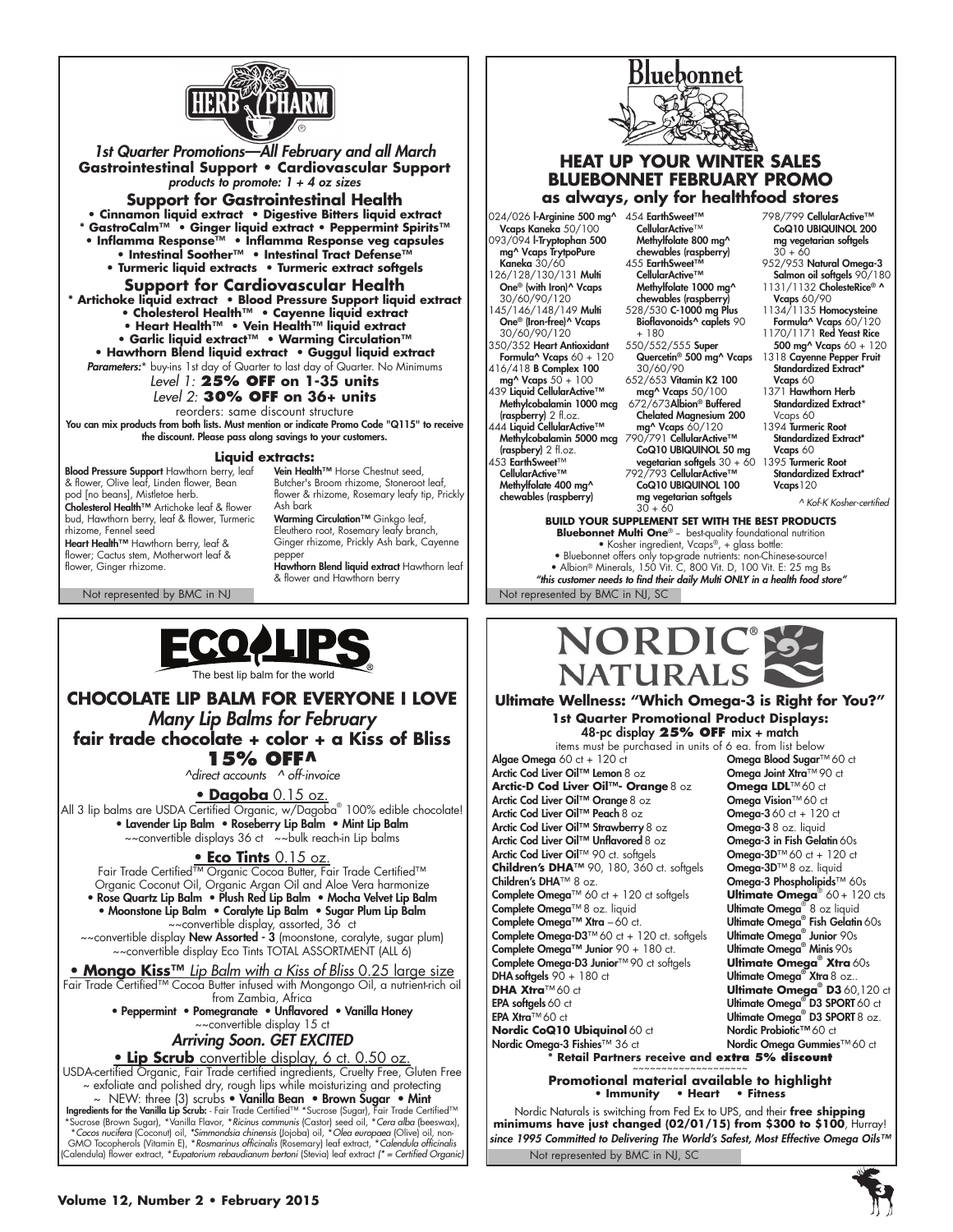# HERB PHARM

*1st Quarter Promotions—All February and all March*

**Gastrointestinal Support • Cardiovascular Support**

*products to promote: 1 + 4 oz sizes*

## Support for Gastrointestinal Health

**• Cinnamon liquid extract • Digestive Bitters liquid extract**
**\* GastroCalm™ • Ginger liquid extract • Peppermint Spirits™**
**• Inflamma Response™ • Inflamma Response veg capsules**
**• Intestinal Soother™ • Intestinal Tract Defense™**
**• Turmeric liquid extracts • Turmeric extract softgels**

## Support for Cardiovascular Health

**\* Artichoke liquid extract • Blood Pressure Support liquid extract**
**• Cholesterol Health™ • Cayenne liquid extract**
**• Heart Health™ • Vein Health™ liquid extract**
**• Garlic liquid extract™ • Warming Circulation™**
**• Hawthorn Blend liquid extract • Guggul liquid extract**

***Parameters:**** buy-ins 1st day of Quarter to last day of Quarter. No Minimums

*Level 1:* **25% OFF on 1-35 units**
*Level 2:* **30% OFF on 36+ units**

reorders: same discount structure

**You can mix products from both lists. Must mention or indicate Promo Code "Q115" to receive the discount. Please pass along savings to your customers.**

### Liquid extracts:

**Blood Pressure Support** Hawthorn berry, leaf & flower, Olive leaf, Linden flower, Bean pod [no beans], Mistletoe herb.

**Cholesterol Health™** Artichoke leaf & flower bud, Hawthorn berry, leaf & flower, Turmeric rhizome, Fennel seed

**Heart Health™** Hawthorn berry, leaf & flower; Cactus stem, Motherwort leaf & flower, Ginger rhizome.

**Vein Health™** Horse Chestnut seed, Butcher's Broom rhizome, Stoneroot leaf, flower & rhizome, Rosemary leafy tip, Prickly Ash bark

**Warming Circulation™** Ginkgo leaf, Eleuthero root, Rosemary leafy branch, Ginger rhizome, Prickly Ash bark, Cayenne pepper

**Hawthorn Blend liquid extract** Hawthorn leaf & flower and Hawthorn berry

Not represented by BMC in NJ

---

# Bluebonnet

## HEAT UP YOUR WINTER SALES
## BLUEBONNET FEBRUARY PROMO
### as always, only for healthfood stores

- 024/026 **l-Arginine 500 mg^ Vcaps Kaneka** 50/100
- 093/094 **l-Tryptophan 500 mg^ Vcaps TryptoPure Kaneka** 30/60
- 126/128/130/131 **Multi One® (with Iron)^ Vcaps** 30/60/90/120
- 145/146/148/149 **Multi One® (Iron-free)^ Vcaps** 30/60/90/120
- 350/352 **Heart Antioxidant Formula^ Vcaps** 60 + 120
- 416/418 **B Complex 100 mg^ Vcaps** 50 + 100
- 439 **Liquid CellularActive™ Methylcobalamin 1000 mcg (raspberry)** 2 fl.oz.
- 444 **Liquid CellularActive™ Methylcobalamin 5000 mcg (raspberry)** 2 fl.oz.
- 453 **EarthSweet™ CellularActive™ Methylfolate 400 mg^ chewables (raspberry)**
- 454 **EarthSweet™ CellularActive™ Methylfolate 800 mg^ chewables (raspberry)**
- 455 **EarthSweet™ CellularActive™ Methylfolate 1000 mg^ chewables (raspberry)**
- 528/530 **C-1000 mg Plus Bioflavonoids^ caplets** 90 + 180
- 550/552/555 **Super Quercetin® 500 mg^ Vcaps** 30/60/90
- 652/653 **Vitamin K2 100 mcg^ Vcaps** 50/100
- 672/673**Albion® Buffered Chelated Magnesium 200 mg^ Vcaps** 60/120
- 790/791 **CellularActive™ CoQ10 UBIQUINOL 50 mg vegetarian softgels** 30 + 60
- 792/793 **CellularActive™ CoQ10 UBIQUINOL 100 mg vegetarian softgels** 30 + 60
- 798/799 **CellularActive™ CoQ10 UBIQUINOL 200 mg vegetarian softgels** 30 + 60
- 952/953 **Natural Omega-3 Salmon oil softgels** 90/180
- 1131/1132 **CholesteRice® ^ Vcaps** 60/90
- 1134/1135 **Homocysteine Formula^ Vcaps** 60/120
- 1170/1171 **Red Yeast Rice 500 mg^ Vcaps** 60 + 120
- 1318 **Cayenne Pepper Fruit Standardized Extract\* Vcaps** 60
- 1371 **Hawthorn Herb Standardized Extract\*** Vcaps 60
- 1394 **Turmeric Root Standardized Extract\* Vcaps** 60
- 1395 **Turmeric Root Standardized Extract\* Vcaps**120

*^ Kof-K Kosher-certified*

**BUILD YOUR SUPPLEMENT SET WITH THE BEST PRODUCTS**

**Bluebonnet Multi One**® – best-quality foundational nutrition
• Kosher ingredient, Vcaps®, + glass bottle:
• Bluebonnet offers only top-grade nutrients: non-Chinese-source!
• Albion® Minerals, 150 Vit. C, 800 Vit. D, 100 Vit. E: 25 mg Bs

***"this customer needs to find their daily Multi ONLY in a health food store"***

Not represented by BMC in NJ, SC

---

# ECOLIPS

The best lip balm for the world

## CHOCOLATE LIP BALM FOR EVERYONE I LOVE

*Many Lip Balms for February*

**fair trade chocolate + color + a Kiss of Bliss**

**15% OFF^**

*^direct accounts ^ off-invoice*

**• Dagoba** 0.15 oz.

All 3 lip balms are USDA Certified Organic, w/Dagoba® 100% edible chocolate!
• Lavender Lip Balm • Roseberry Lip Balm • Mint Lip Balm
~~convertible displays 36 ct ~~bulk reach-in Lip balms

**• Eco Tints** 0.15 oz.

Fair Trade Certified™ Organic Cocoa Butter, Fair Trade Certified™ Organic Coconut Oil, Organic Argan Oil and Aloe Vera harmonize
• Rose Quartz Lip Balm • Plush Red Lip Balm • Mocha Velvet Lip Balm
• Moonstone Lip Balm • Coralyte Lip Balm • Sugar Plum Lip Balm
~~convertible display, assorted, 36 ct
~~convertible display **New Assorted - 3** (moonstone, coralyte, sugar plum)
~~convertible display Eco Tints TOTAL ASSORTMENT (ALL 6)

**• Mongo Kiss™** *Lip Balm with a Kiss of Bliss* 0.25 large size

Fair Trade Certified™ Cocoa Butter infused with Mongongo Oil, a nutrient-rich oil from Zambia, Africa
• Peppermint • Pomegranate • Unflavored • Vanilla Honey
~~convertible display 15 ct

*Arriving Soon. GET EXCITED*

**• Lip Scrub** convertible display, 6 ct. 0.50 oz.

USDA-certified Organic, Fair Trade certified ingredients, Cruelty Free, Gluten Free ~ exfoliate and polished dry, rough lips while moisturizing and protecting ~ NEW: three (3) scrubs **• Vanilla Bean • Brown Sugar • Mint**

**Ingredients for the Vanilla Lip Scrub:** - Fair Trade Certified™ \*Sucrose (Sugar), Fair Trade Certified™ \*Sucrose (Brown Sugar), \*Vanilla Flavor, \**Ricinus communis* (Castor) seed oil, \**Cera alba* (beeswax), \**Cocos nucifera* (Coconut) oil, \**Simmondsia chinensis* (Jojoba) oil, \**Olea europaea* (Olive) oil, non-GMO Tocopherols (Vitamin E), \**Rosmarinus officinalis* (Rosemary) leaf extract, \**Calendula officinalis* (Calendula) flower extract, \**Eupatorium rebaudianum bertoni* (Stevia) leaf extract *(\* = Certified Organic)*

---

# NORDIC® NATURALS

**Ultimate Wellness: "Which Omega-3 is Right for You?"**

**1st Quarter Promotional Product Displays:**

48-pc display **25% OFF** mix + match

items must be purchased in units of 6 ea. from list below

- **Algae Omega** 60 ct + 120 ct
- **Arctic Cod Liver Oil™ Lemon** 8 oz
- **Arctic-D Cod Liver Oil™- Orange** 8 oz
- **Arctic Cod Liver Oil™ Orange** 8 oz
- **Arctic Cod Liver Oil™ Peach** 8 oz
- **Arctic Cod Liver Oil™ Strawberry** 8 oz
- **Arctic Cod Liver Oil™ Unflavored** 8 oz
- **Arctic Cod Liver Oil**™ 90 ct. softgels
- **Children's DHA™** 90, 180, 360 ct. softgels
- **Children's DHA**™ 8 oz.
- **Complete Omega**™ 60 ct + 120 ct softgels
- **Complete Omega**™ 8 oz. liquid
- **Complete Omega™ Xtra** – 60 ct.
- **Complete Omega-D3**™ 60 ct + 120 ct. softgels
- **Complete Omega™ Junior** 90 + 180 ct.
- **Complete Omega-D3 Junior**™ 90 ct softgels
- **DHA softgels** 90 + 180 ct
- **DHA Xtra**™ 60 ct
- **EPA softgels** 60 ct
- **EPA Xtra**™ 60 ct
- **Nordic CoQ10 Ubiquinol** 60 ct
- **Nordic Omega-3 Fishies**™ 36 ct
- **Omega Blood Sugar**™ 60 ct
- **Omega Joint Xtra**™ 90 ct
- **Omega LDL**™ 60 ct
- **Omega Vision**™ 60 ct
- **Omega-3** 60 ct + 120 ct
- **Omega-3** 8 oz. liquid
- **Omega-3 in Fish Gelatin** 60s
- **Omega-3D**™ 60 ct + 120 ct
- **Omega-3D**™ 8 oz. liquid
- **Omega-3 Phospholipids**™ 60s
- **Ultimate Omega**® 60 + 120 cts
- **Ultimate Omega**® 8 oz liquid
- **Ultimate Omega® Fish Gelatin** 60s
- **Ultimate Omega® Junior** 90s
- **Ultimate Omega® Minis** 90s
- **Ultimate Omega® Xtra** 60s
- **Ultimate Omega® Xtra** 8 oz..
- **Ultimate Omega® D3** 60,120 ct
- **Ultimate Omega® D3 SPORT** 60 ct
- **Ultimate Omega® D3 SPORT** 8 oz.
- **Nordic Probiotic™** 60 ct
- **Nordic Omega Gummies**™ 60 ct

**\* Retail Partners receive and extra 5% discount**

~~~~~~~~~~~~~~~~~~~~

**Promotional material available to highlight**
**• Immunity • Heart • Fitness**

Nordic Naturals is switching from Fed Ex to UPS, and their **free shipping minimums have just changed (02/01/15) from $300 to $100**, Hurray!

***since 1995 Committed to Delivering The World's Safest, Most Effective Omega Oils™***

Not represented by BMC in NJ, SC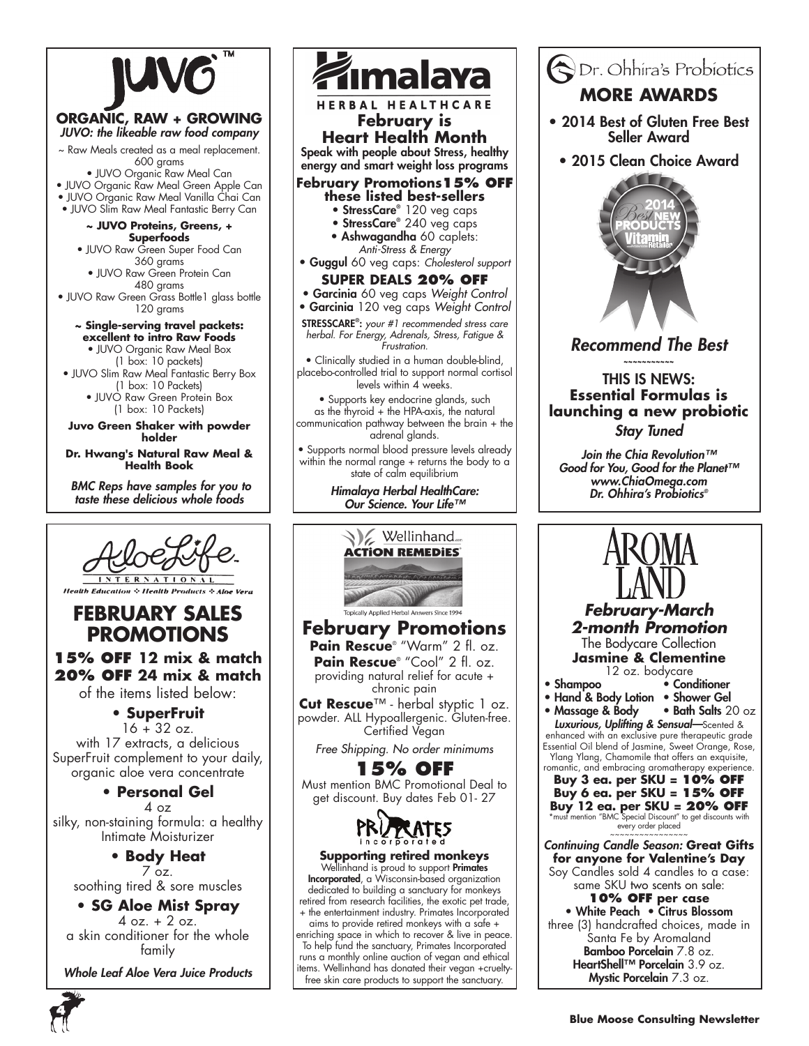# JUVO™

## ORGANIC, RAW + GROWING

*JUVO: the likeable raw food company*

~ Raw Meals created as a meal replacement. 600 grams

- JUVO Organic Raw Meal Can
- JUVO Organic Raw Meal Green Apple Can
- JUVO Organic Raw Meal Vanilla Chai Can
- JUVO Slim Raw Meal Fantastic Berry Can

**~ JUVO Proteins, Greens, + Superfoods**

- JUVO Raw Green Super Food Can 360 grams
- JUVO Raw Green Protein Can 480 grams
- JUVO Raw Green Grass Bottle1 glass bottle 120 grams

**~ Single-serving travel packets: excellent to intro Raw Foods**

- JUVO Organic Raw Meal Box (1 box: 10 packets)
- JUVO Slim Raw Meal Fantastic Berry Box (1 box: 10 Packets)
- JUVO Raw Green Protein Box (1 box: 10 Packets)

**Juvo Green Shaker with powder holder**

**Dr. Hwang's Natural Raw Meal & Health Book**

*BMC Reps have samples for you to taste these delicious whole foods*

# Himalaya

HERBAL HEALTHCARE

## February is Heart Health Month

Speak with people about Stress, healthy energy and smart weight loss programs

**February Promotions 15% OFF these listed best-sellers**

- **StressCare**® 120 veg caps
- **StressCare**® 240 veg caps
- **Ashwagandha** 60 caplets: *Anti-Stress & Energy*
- **Guggul** 60 veg caps: *Cholesterol support*

**SUPER DEALS 20% OFF**

- **Garcinia** 60 veg caps *Weight Control*
- **Garcinia** 120 veg caps *Weight Control*

**STRESSCARE®:** *your #1 recommended stress care herbal. For Energy, Adrenals, Stress, Fatigue & Frustration.*

- Clinically studied in a human double-blind, placebo-controlled trial to support normal cortisol levels within 4 weeks.
- Supports key endocrine glands, such as the thyroid + the HPA-axis, the natural communication pathway between the brain + the adrenal glands.
- Supports normal blood pressure levels already within the normal range + returns the body to a state of calm equilibrium

*Himalaya Herbal HealthCare: Our Science. Your Life™*

# Dr. Ohhira's Probiotics

## MORE AWARDS

- 2014 Best of Gluten Free Best Seller Award
- 2015 Clean Choice Award

*Recommend The Best*

~~~~~~~~~~~

THIS IS NEWS:
**Essential Formulas is launching a new probiotic**
*Stay Tuned*

*Join the Chia Revolution™*
*Good for You, Good for the Planet™*
*www.ChiaOmega.com*
*Dr. Ohhira's Probiotics®*

# AloeLife International

Health Education ✧ Health Products ✧ Aloe Vera

## FEBRUARY SALES PROMOTIONS

**15% OFF 12 mix & match**
**20% OFF 24 mix & match**
of the items listed below:

**• SuperFruit**
16 + 32 oz.
with 17 extracts, a delicious SuperFruit complement to your daily, organic aloe vera concentrate

**• Personal Gel**
4 oz
silky, non-staining formula: a healthy Intimate Moisturizer

**• Body Heat**
7 oz.
soothing tired & sore muscles

**• SG Aloe Mist Spray**
4 oz. + 2 oz.
a skin conditioner for the whole family

*Whole Leaf Aloe Vera Juice Products*

# Wellinhand ACTION REMEDIES®

Topically Applied Herbal Answers Since 1994

## February Promotions

**Pain Rescue**® "Warm" 2 fl. oz.
**Pain Rescue**® "Cool" 2 fl. oz.
providing natural relief for acute + chronic pain

**Cut Rescue**™ - herbal styptic 1 oz. powder. ALL Hypoallergenic. Gluten-free. Certified Vegan

*Free Shipping. No order minimums*

**15% OFF**

Must mention BMC Promotional Deal to get discount. Buy dates Feb 01- 27

PRIMATES incorporated

**Supporting retired monkeys**

Wellinhand is proud to support **Primates Incorporated**, a Wisconsin-based organization dedicated to building a sanctuary for monkeys retired from research facilities, the exotic pet trade, + the entertainment industry. Primates Incorporated aims to provide retired monkeys with a safe + enriching space in which to recover & live in peace. To help fund the sanctuary, Primates Incorporated runs a monthly online auction of vegan and ethical items. Wellinhand has donated their vegan +cruelty-free skin care products to support the sanctuary.

# AROMA LAND

## *February-March 2-month Promotion*

The Bodycare Collection
**Jasmine & Clementine**
12 oz. bodycare

- **Shampoo**
- **Conditioner**
- **Hand & Body Lotion**
- **Shower Gel**
- **Massage & Body**
- **Bath Salts** 20 oz

***Luxurious, Uplifting & Sensual***—Scented & enhanced with an exclusive pure therapeutic grade Essential Oil blend of Jasmine, Sweet Orange, Rose, Ylang Ylang, Chamomile that offers an exquisite, romantic, and embracing aromatherapy experience.

**Buy 3 ea. per SKU = 10% OFF**
**Buy 6 ea. per SKU = 15% OFF**
**Buy 12 ea. per SKU = 20% OFF**
*must mention "BMC Special Discount" to get discounts with every order placed

~~~~~~~~~~~~~~~

***Continuing Candle Season:* Great Gifts for anyone for Valentine's Day**

Soy Candles sold 4 candles to a case: same SKU two scents on sale:

**10% OFF per case**

- **White Peach**
- **Citrus Blossom**

three (3) handcrafted choices, made in Santa Fe by Aromaland

**Bamboo Porcelain** 7.8 oz.
**HeartShell™ Porcelain** 3.9 oz.
**Mystic Porcelain** 7.3 oz.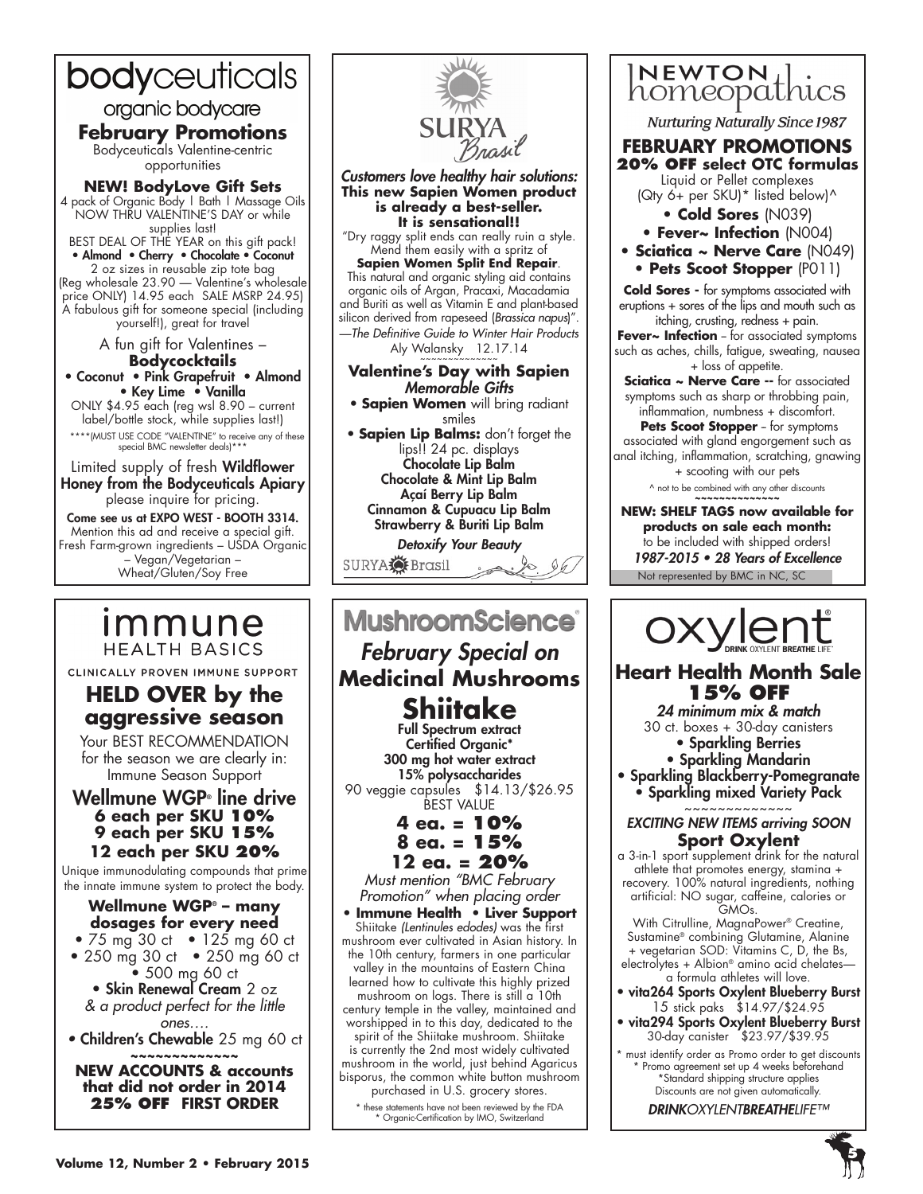# bodyceuticals

organic bodycare

## February Promotions

Bodyceuticals Valentine-centric opportunities

**NEW! BodyLove Gift Sets**

4 pack of Organic Body | Bath | Massage Oils NOW THRU VALENTINE'S DAY or while supplies last!

BEST DEAL OF THE YEAR on this gift pack!

• Almond • Cherry • Chocolate • Coconut

2 oz sizes in reusable zip tote bag (Reg wholesale 23.90 — Valentine's wholesale price ONLY) 14.95 each SALE MSRP 24.95) A fabulous gift for someone special (including yourself!), great for travel

A fun gift for Valentines –

**Bodycocktails**

• Coconut • Pink Grapefruit • Almond • Key Lime • Vanilla

ONLY $4.95 each (reg wsl 8.90 – current label/bottle stock, while supplies last!)

****(MUST USE CODE "VALENTINE" to receive any of these special BMC newsletter deals)***

Limited supply of fresh **Wildflower Honey from the Bodyceuticals Apiary** please inquire for pricing.

**Come see us at EXPO WEST - BOOTH 3314.** Mention this ad and receive a special gift. Fresh Farm-grown ingredients – USDA Organic – Vegan/Vegetarian – Wheat/Gluten/Soy Free

---

# SURYA Brasil

***Customers love healthy hair solutions:***
**This new Sapien Women product is already a best-seller. It is sensational!!**

"Dry raggy split ends can really ruin a style. Mend them easily with a spritz of **Sapien Women Split End Repair**. This natural and organic styling aid contains organic oils of Argan, Pracaxi, Macadamia and Buriti as well as Vitamin E and plant-based silicon derived from rapeseed (*Brassica napus*)". —*The Definitive Guide to Winter Hair Products* Aly Walansky 12.17.14

~~~~~~~~~~~~~

**Valentine's Day with Sapien**
*Memorable Gifts*

• **Sapien Women** will bring radiant smiles

• **Sapien Lip Balms:** don't forget the lips!! 24 pc. displays

**Chocolate Lip Balm**
**Chocolate & Mint Lip Balm**
**Açaí Berry Lip Balm**
**Cinnamon & Cupuacu Lip Balm**
**Strawberry & Buriti Lip Balm**

***Detoxify Your Beauty***

SURYA Brasil

---

# NEWTON homeopathics

*Nurturing Naturally Since 1987*

## FEBRUARY PROMOTIONS

**20% OFF select OTC formulas**

Liquid or Pellet complexes (Qty 6+ per SKU)* listed below)^

• **Cold Sores** (N039)
• **Fever~ Infection** (N004)
• **Sciatica ~ Nerve Care** (N049)
• **Pets Scoot Stopper** (P011)

**Cold Sores -** for symptoms associated with eruptions + sores of the lips and mouth such as itching, crusting, redness + pain.

**Fever~ Infection** – for associated symptoms such as aches, chills, fatigue, sweating, nausea + loss of appetite.

**Sciatica ~ Nerve Care --** for associated symptoms such as sharp or throbbing pain, inflammation, numbness + discomfort.

**Pets Scoot Stopper** – for symptoms associated with gland engorgement such as anal itching, inflammation, scratching, gnawing + scooting with our pets

^ not to be combined with any other discounts

~~~~~~~~~~~~~

**NEW: SHELF TAGS now available for products on sale each month:** to be included with shipped orders!

***1987-2015 • 28 Years of Excellence***

Not represented by BMC in NC, SC

---

# immune HEALTH BASICS

CLINICALLY PROVEN IMMUNE SUPPORT

## HELD OVER by the aggressive season

Your BEST RECOMMENDATION for the season we are clearly in: Immune Season Support

**Wellmune WGP® line drive**
**6 each per SKU 10%**
**9 each per SKU 15%**
**12 each per SKU 20%**

Unique immunodulating compounds that prime the innate immune system to protect the body.

**Wellmune WGP® – many dosages for every need**

• 75 mg 30 ct • 125 mg 60 ct
• 250 mg 30 ct • 250 mg 60 ct
• 500 mg 60 ct
• **Skin Renewal Cream** 2 oz

*& a product perfect for the little ones….*

• **Children's Chewable** 25 mg 60 ct

~~~~~~~~~~~~~

**NEW ACCOUNTS & accounts that did not order in 2014 25% OFF FIRST ORDER**

---

# MushroomScience®

## *February Special on* Medicinal Mushrooms

## Shiitake

**Full Spectrum extract**
**Certified Organic***
**300 mg hot water extract**
**15% polysaccharides**

90 veggie capsules $14.13/$26.95 BEST VALUE

**4 ea. = 10%**
**8 ea. = 15%**
**12 ea. = 20%**

*Must mention "BMC February Promotion" when placing order*

• **Immune Health** • **Liver Support**

Shiitake *(Lentinules edodes)* was the first mushroom ever cultivated in Asian history. In the 10th century, farmers in one particular valley in the mountains of Eastern China learned how to cultivate this highly prized mushroom on logs. There is still a 10th century temple in the valley, maintained and worshipped in to this day, dedicated to the spirit of the Shiitake mushroom. Shiitake is currently the 2nd most widely cultivated mushroom in the world, just behind Agaricus bisporus, the common white button mushroom purchased in U.S. grocery stores.

\* these statements have not been reviewed by the FDA
\* Organic-Certification by IMO, Switzerland

---

# oxylent®

DRINK OXYLENT BREATHE LIFE®

## Heart Health Month Sale 15% OFF

*24 minimum mix & match*

30 ct. boxes + 30-day canisters

• **Sparkling Berries**
• **Sparkling Mandarin**
• **Sparkling Blackberry-Pomegranate**
• **Sparkling mixed Variety Pack**

~~~~~~~~~~~~~

***EXCITING NEW ITEMS arriving SOON***

**Sport Oxylent**

a 3-in-1 sport supplement drink for the natural athlete that promotes energy, stamina + recovery. 100% natural ingredients, nothing artificial: NO sugar, caffeine, calories or GMOs.

With Citrulline, MagnaPower® Creatine, Sustamine® combining Glutamine, Alanine + vegetarian SOD: Vitamins C, D, the Bs, electrolytes + Albion® amino acid chelates—a formula athletes will love.

• **vita264 Sports Oxylent Blueberry Burst** 15 stick paks $14.97/$24.95
• **vita294 Sports Oxylent Blueberry Burst** 30-day canister $23.97/$39.95

\* must identify order as Promo order to get discounts
\* Promo agreement set up 4 weeks beforehand
\*Standard shipping structure applies
Discounts are not given automatically.

*DRINKOXYLENTBREATHELIFE™*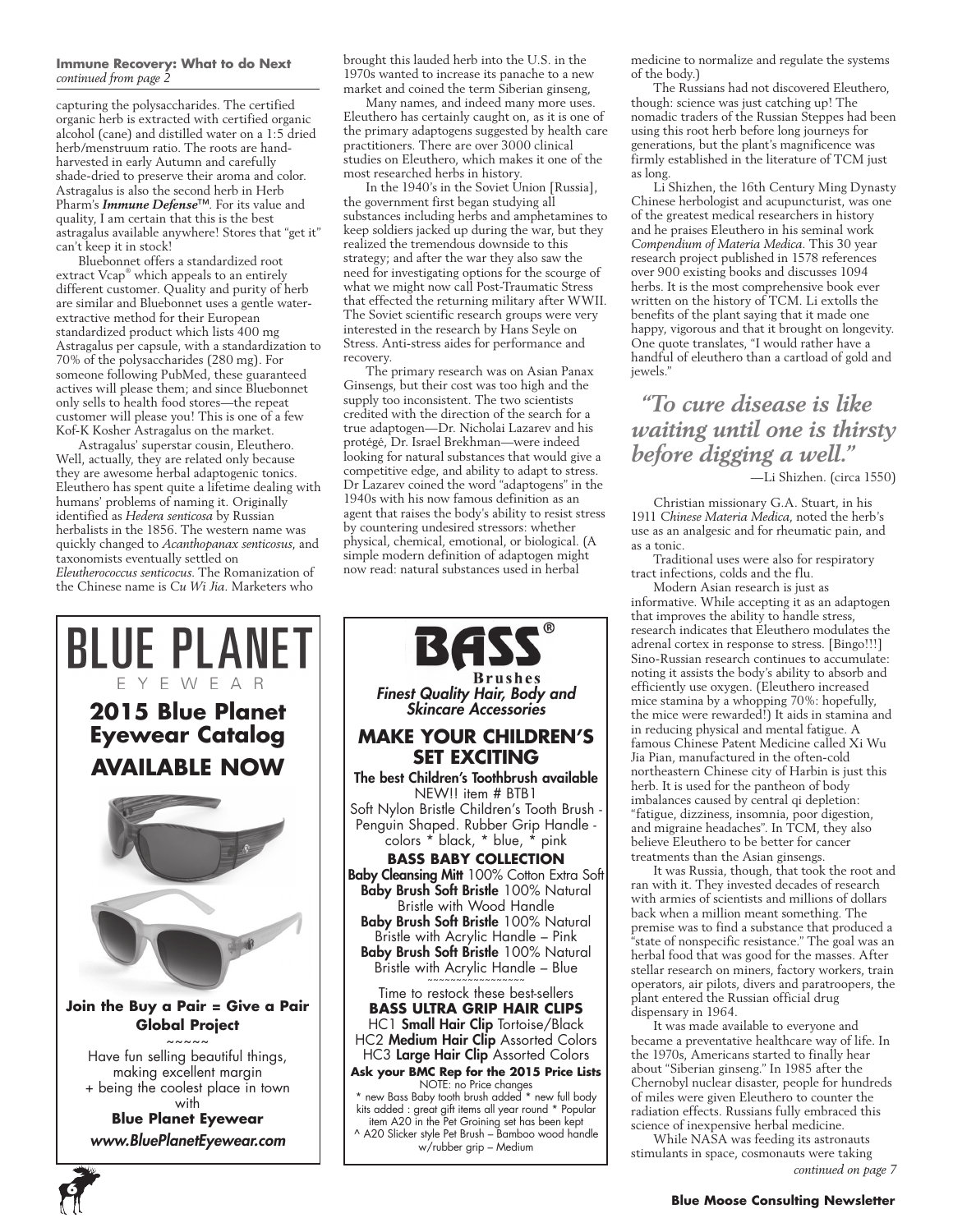**Immune Recovery: What to do Next**
*continued from page 2*

capturing the polysaccharides. The certified organic herb is extracted with certified organic alcohol (cane) and distilled water on a 1:5 dried herb/menstruum ratio. The roots are hand-harvested in early Autumn and carefully shade-dried to preserve their aroma and color. Astragalus is also the second herb in Herb Pharm's ***Immune Defense***™. For its value and quality, I am certain that this is the best astragalus available anywhere! Stores that "get it" can't keep it in stock!

Bluebonnet offers a standardized root extract Vcap® which appeals to an entirely different customer. Quality and purity of herb are similar and Bluebonnet uses a gentle water-extractive method for their European standardized product which lists 400 mg Astragalus per capsule, with a standardization to 70% of the polysaccharides (280 mg). For someone following PubMed, these guaranteed actives will please them; and since Bluebonnet only sells to health food stores—the repeat customer will please you! This is one of a few Kof-K Kosher Astragalus on the market.

Astragalus' superstar cousin, Eleuthero. Well, actually, they are related only because they are awesome herbal adaptogenic tonics. Eleuthero has spent quite a lifetime dealing with humans' problems of naming it. Originally identified as *Hedera senticosa* by Russian herbalists in the 1856. The western name was quickly changed to *Acanthopanax senticosus*, and taxonomists eventually settled on *Eleutherococcus senticocus*. The Romanization of the Chinese name is *Cu Wi Jia*. Marketers who brought this lauded herb into the U.S. in the 1970s wanted to increase its panache to a new market and coined the term Siberian ginseng.

Many names, and indeed many more uses. Eleuthero has certainly caught on, as it is one of the primary adaptogens suggested by health care practitioners. There are over 3000 clinical studies on Eleuthero, which makes it one of the most researched herbs in history.

In the 1940's in the Soviet Union [Russia], the government first began studying all substances including herbs and amphetamines to keep soldiers jacked up during the war, but they realized the tremendous downside to this strategy; and after the war they also saw the need for investigating options for the scourge of what we might now call Post-Traumatic Stress that effected the returning military after WWII. The Soviet scientific research groups were very interested in the research by Hans Seyle on Stress. Anti-stress aides for performance and recovery.

The primary research was on Asian Panax Ginsengs, but their cost was too high and the supply too inconsistent. The two scientists credited with the direction of the search for a true adaptogen—Dr. Nicholai Lazarev and his protégé, Dr. Israel Brekhman—were indeed looking for natural substances that would give a competitive edge, and ability to adapt to stress. Dr Lazarev coined the word "adaptogens" in the 1940s with his now famous definition as an agent that raises the body's ability to resist stress by countering undesired stressors: whether physical, chemical, emotional, or biological. (A simple modern definition of adaptogen might now read: natural substances used in herbal medicine to normalize and regulate the systems of the body.)

The Russians had not discovered Eleuthero, though: science was just catching up! The nomadic traders of the Russian Steppes had been using this root herb before long journeys for generations, but the plant's magnificence was firmly established in the literature of TCM just as long.

Li Shizhen, the 16th Century Ming Dynasty Chinese herbologist and acupuncturist, was one of the greatest medical researchers in history and he praises Eleuthero in his seminal work *Compendium of Materia Medica*. This 30 year research project published in 1578 references over 900 existing books and discusses 1094 herbs. It is the most comprehensive book ever written on the history of TCM. Li extolls the benefits of the plant saying that it made one happy, vigorous and that it brought on longevity. One quote translates, "I would rather have a handful of eleuthero than a cartload of gold and jewels."

> ***"To cure disease is like waiting until one is thirsty before digging a well."***
>
> —Li Shizhen. (circa 1550)

Christian missionary G.A. Stuart, in his 1911 *Chinese Materia Medica*, noted the herb's use as an analgesic and for rheumatic pain, and as a tonic.

Traditional uses were also for respiratory tract infections, colds and the flu.

Modern Asian research is just as informative. While accepting it as an adaptogen that improves the ability to handle stress, research indicates that Eleuthero modulates the adrenal cortex in response to stress. [Bingo!!!] Sino-Russian research continues to accumulate: noting it assists the body's ability to absorb and efficiently use oxygen. (Eleuthero increased mice stamina by a whopping 70%: hopefully, the mice were rewarded!) It aids in stamina and in reducing physical and mental fatigue. A famous Chinese Patent Medicine called Xi Wu Jia Pian, manufactured in the often-cold northeastern Chinese city of Harbin is just this herb. It is used for the pantheon of body imbalances caused by central qi depletion: "fatigue, dizziness, insomnia, poor digestion, and migraine headaches". In TCM, they also believe Eleuthero to be better for cancer treatments than the Asian ginsengs.

It was Russia, though, that took the root and ran with it. They invested decades of research with armies of scientists and millions of dollars back when a million meant something. The premise was to find a substance that produced a "state of nonspecific resistance." The goal was an herbal food that was good for the masses. After stellar research on miners, factory workers, train operators, air pilots, divers and paratroopers, the plant entered the Russian official drug dispensary in 1964.

It was made available to everyone and became a preventative healthcare way of life. In the 1970s, Americans started to finally hear about "Siberian ginseng." In 1985 after the Chernobyl nuclear disaster, people for hundreds of miles were given Eleuthero to counter the radiation effects. Russians fully embraced this science of inexpensive herbal medicine.

While NASA was feeding its astronauts stimulants in space, cosmonauts were taking

*continued on page 7*

---

# BLUE PLANET
EYEWEAR

## 2015 Blue Planet Eyewear Catalog
## AVAILABLE NOW

**Join the Buy a Pair = Give a Pair Global Project**

~~~~~

Have fun selling beautiful things, making excellent margin + being the coolest place in town with

**Blue Planet Eyewear**

***www.BluePlanetEyewear.com***

---

# BASS®
**Brushes**

***Finest Quality Hair, Body and Skincare Accessories***

## MAKE YOUR CHILDREN'S SET EXCITING

**The best Children's Toothbrush available**
NEW!! item # BTB1
Soft Nylon Bristle Children's Tooth Brush - Penguin Shaped. Rubber Grip Handle - colors * black, * blue, * pink

**BASS BABY COLLECTION**
**Baby Cleansing Mitt** 100% Cotton Extra Soft
**Baby Brush Soft Bristle** 100% Natural Bristle with Wood Handle
**Baby Brush Soft Bristle** 100% Natural Bristle with Acrylic Handle – Pink
**Baby Brush Soft Bristle** 100% Natural Bristle with Acrylic Handle – Blue

~~~~~~~~~~~~~~~~~

Time to restock these best-sellers
**BASS ULTRA GRIP HAIR CLIPS**
HC1 **Small Hair Clip** Tortoise/Black
HC2 **Medium Hair Clip** Assorted Colors
HC3 **Large Hair Clip** Assorted Colors

**Ask your BMC Rep for the 2015 Price Lists**
NOTE: no Price changes
* new Bass Baby tooth brush added * new full body kits added : great gift items all year round * Popular item A20 in the Pet Groining set has been kept
^ A20 Slicker style Pet Brush – Bamboo wood handle w/rubber grip – Medium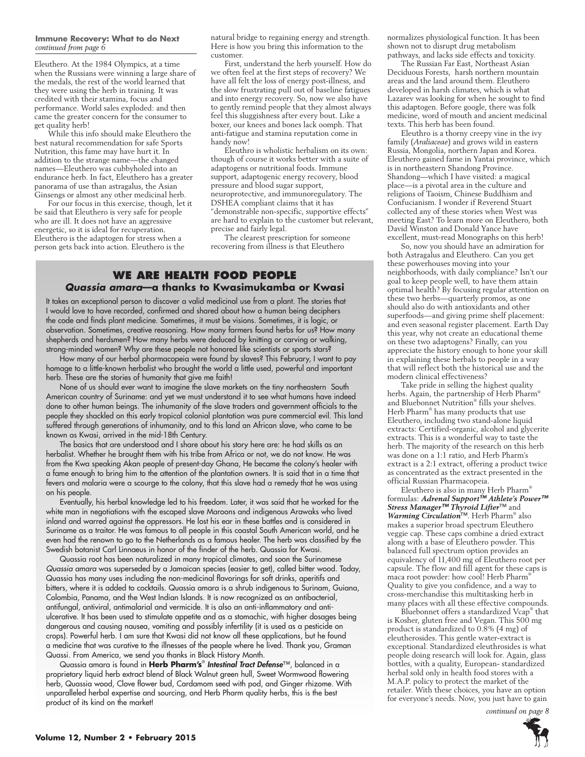**Immune Recovery: What to do Next**
*continued from page 6*

Eleuthero. At the 1984 Olympics, at a time when the Russians were winning a large share of the medals, the rest of the world learned that they were using the herb in training. It was credited with their stamina, focus and performance. World sales exploded: and then came the greater concern for the consumer to get quality herb!

While this info should make Eleuthero the best natural recommendation for safe Sports Nutrition, this fame may have hurt it. In addition to the strange name—the changed names—Eleuthero was cubbyholed into an endurance herb. In fact, Eleuthero has a greater panorama of use than astragalus, the Asian Ginsengs or almost any other medicinal herb.

For our focus in this exercise, though, let it be said that Eleuthero is very safe for people who are ill. It does not have an aggressive energetic, so it is ideal for recuperation. Eleuthero is the adaptogen for stress when a person gets back into action. Eleuthero is the natural bridge to regaining energy and strength. Here is how you bring this information to the customer.

First, understand the herb yourself. How do we often feel at the first steps of recovery? We have all felt the loss of energy post-illness, and the slow frustrating pull out of baseline fatigues and into energy recovery. So, now we also have to gently remind people that they almost always feel this sluggishness after every bout. Like a boxer, our knees and bones lack oomph. That anti-fatigue and stamina reputation come in handy now!

Eleuthro is wholistic herbalism on its own: though of course it works better with a suite of adaptogens or nutritional foods. Immune support, adaptogenic energy recovery, blood pressure and blood sugar support, neuroprotective, and immunoregulatory. The DSHEA compliant claims that it has "demonstrable non-specific, supportive effects" are hard to explain to the customer but relevant, precise and fairly legal.

The clearest prescription for someone recovering from illness is that Eleuthero normalizes physiological function. It has been shown not to disrupt drug metabolism pathways, and lacks side effects and toxicity.

The Russian Far East, Northeast Asian Deciduous Forests, harsh northern mountain areas and the land around them. Eleuthero developed in harsh climates, which is what Lazarev was looking for when he sought to find this adaptogen. Before google, there was folk medicine, word of mouth and ancient medicinal texts. This herb has been found.

Eleuthro is a thorny creepy vine in the ivy family (*Araliaceae*) and grows wild in eastern Russia, Mongolia, northern Japan and Korea. Eleuthero gained fame in Yantai province, which is in northeastern Shandong Province. Shandong—which I have visited: a magical place—is a pivotal area in the culture and religions of Taoism, Chinese Buddhism and Confucianism. I wonder if Reverend Stuart collected any of these stories when West was meeting East? To learn more on Eleuthero, both David Winston and Donald Yance have excellent, must-read Monographs on this herb!

So, now you should have an admiration for both Astragalus and Eleuthero. Can you get these powerhouses moving into your neighborhoods, with daily compliance? Isn't our goal to keep people well, to have them attain optimal health? By focusing regular attention on these two herbs—quarterly promos, as one should also do with antioxidants and other superfoods—and giving prime shelf placement: and even seasonal register placement. Earth Day this year, why not create an educational theme on these two adaptogens? Finally, can you appreciate the history enough to hone your skill in explaining these herbals to people in a way that will reflect both the historical use and the modern clinical effectiveness?

Take pride in selling the highest quality herbs. Again, the partnership of Herb Pharm® and Bluebonnet Nutrition® fills your shelves. Herb Pharm® has many products that use Eleuthero, including two stand-alone liquid extracts: Certified-organic, alcohol and glycerite extracts. This is a wonderful way to taste the herb. The majority of the research on this herb was done on a 1:1 ratio, and Herb Pharm's extract is a 2:1 extract, offering a product twice as concentrated as the extract presented in the official Russian Pharmacopeia.

Eleuthero is also in many Herb Pharm® formulas: ***Adrenal Support™ Athlete's Power™ Stress Manager™ Thyroid Lifter***™ and ***Warming Circulation***™. Herb Pharm® also makes a superior broad spectrum Eleuthero veggie cap. These caps combine a dried extract along with a base of Eleuthero powder. This balanced full spectrum option provides an equivalency of 11,400 mg of Eleuthero root per capsule. The flow and fill agent for these caps is maca root powder: how cool! Herb Pharm® Quality to give you confidence, and a way to cross-merchandise this multitasking herb in many places with all these effective compounds.

Bluebonnet offers a standardized Vcap® that is Kosher, gluten free and Vegan. This 500 mg product is standardized to 0.8% (4 mg) of eleutherosides. This gentle water-extract is exceptional. Standardized eleuthrosides is what people doing research will look for. Again, glass bottles, with a quality, European- standardized herbal sold only in health food stores with a M.A.P. policy to protect the market of the retailer. With these choices, you have an option for everyone's needs. Now, you just have to gain

*continued on page 8*

## WE ARE HEALTH FOOD PEOPLE
### *Quassia amara*—a thanks to Kwasimukamba or Kwasi

It takes an exceptional person to discover a valid medicinal use from a plant. The stories that I would love to have recorded, confirmed and shared about how a human being deciphers the code and finds plant medicine. Sometimes, it must be visions. Sometimes, it is logic, or observation. Sometimes, creative reasoning. How many farmers found herbs for us? How many shepherds and herdsmen? How many herbs were deduced by knitting or carving or walking, strong-minded women? Why are these people not honored like scientists or sports stars?

How many of our herbal pharmacopeia were found by slaves? This February, I want to pay homage to a little-known herbalist who brought the world a little used, powerful and important herb. These are the stories of humanity that give me faith!

None of us should ever want to imagine the slave markets on the tiny northeastern South American country of Suriname: and yet we must understand it to see what humans have indeed done to other human beings. The inhumanity of the slave traders and government officials to the people they shackled on this early tropical colonial plantation was pure commercial evil. This land suffered through generations of inhumanity, and to this land an African slave, who came to be known as Kwasi, arrived in the mid-18th Century.

The basics that are understood and I share about his story here are: he had skills as an herbalist. Whether he brought them with his tribe from Africa or not, we do not know. He was from the Kwa speaking Akan people of present-day Ghana, He became the colony's healer with a fame enough to bring him to the attention of the plantation owners. It is said that in a time that fevers and malaria were a scourge to the colony, that this slave had a remedy that he was using on his people.

Eventually, his herbal knowledge led to his freedom. Later, it was said that he worked for the white man in negotiations with the escaped slave Maroons and indigenous Arawaks who lived inland and warred against the oppressors. He lost his ear in these battles and is considered in Suriname as a traitor. He was famous to all people in this coastal South American world, and he even had the renown to go to the Netherlands as a famous healer. The herb was classified by the Swedish botanist Carl Linnaeus in honor of the finder of the herb. Quassia for Kwasi.

Quassia root has been naturalized in many tropical climates, and soon the Surinamese *Quassia amara* was superseded by a Jamaican species (easier to get), called bitter wood. Today, Quassia has many uses including the non-medicinal flavorings for soft drinks, aperitifs and bitters, where it is added to cocktails. Quassia amara is a shrub indigenous to Surinam, Guiana, Colombia, Panama, and the West Indian Islands. It is now recognized as an antibacterial, antifungal, antiviral, antimalarial and vermicide. It is also an anti-inflammatory and anti-ulcerative. It has been used to stimulate appetite and as a stomachic, with higher dosages being dangerous and causing nausea, vomiting and possibly infertility (it is used as a pesticide on crops). Powerful herb. I am sure that Kwasi did not know all these applications, but he found a medicine that was curative to the illnesses of the people where he lived. Thank you, Graman Quassi. From America, we send you thanks in Black History Month.

Quassia amara is found in **Herb Pharm's**® ***Intestinal Tract Defense***™, balanced in a proprietary liquid herb extract blend of Black Walnut green hull, Sweet Wormwood flowering herb, Quassia wood, Clove flower bud, Cardamom seed with pod, and Ginger rhizome. With unparalleled herbal expertise and sourcing, and Herb Pharm quality herbs, this is the best product of its kind on the market!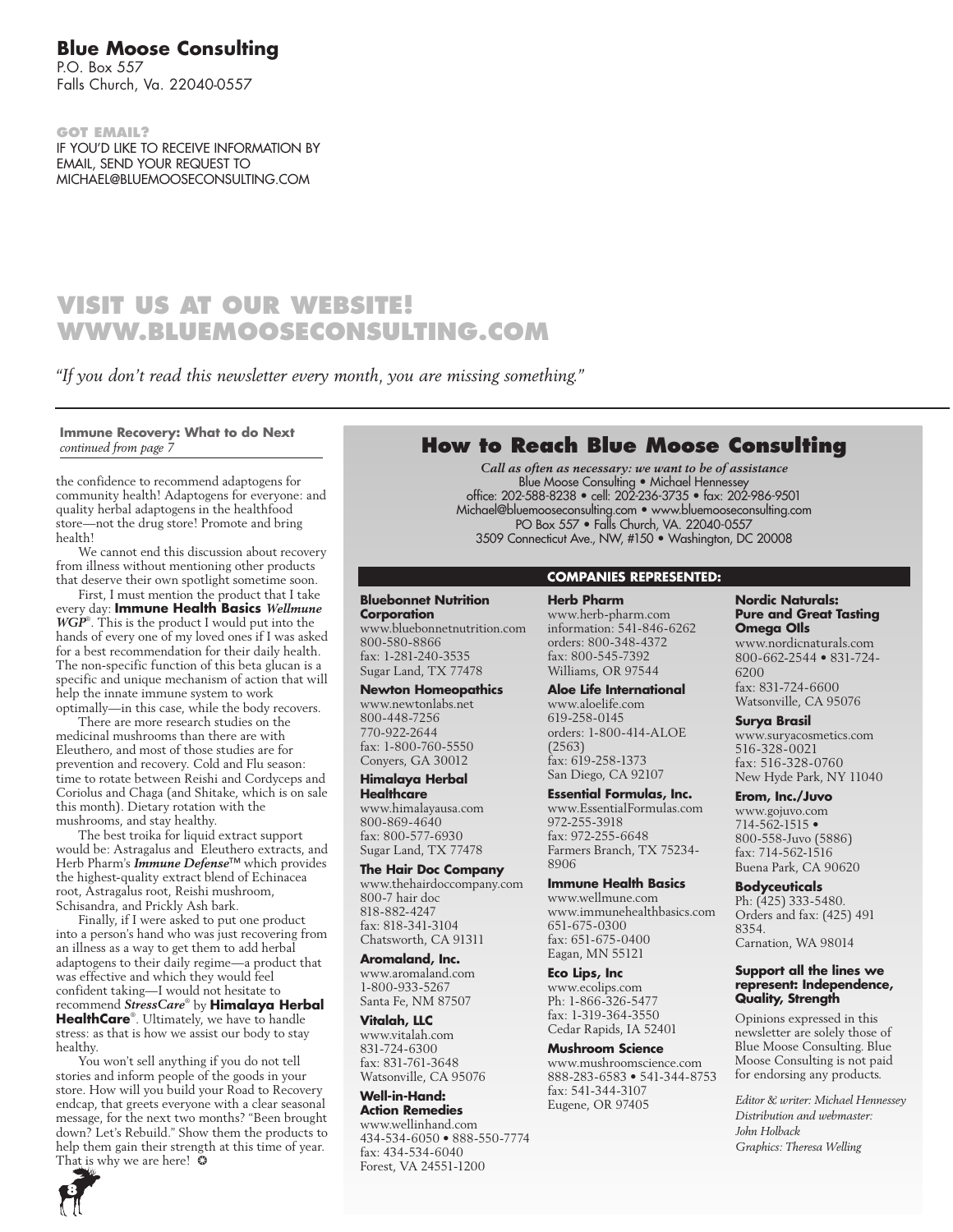**Blue Moose Consulting**
P.O. Box 557
Falls Church, Va. 22040-0557

**GOT EMAIL?**
IF YOU'D LIKE TO RECEIVE INFORMATION BY EMAIL, SEND YOUR REQUEST TO MICHAEL@BLUEMOOSECONSULTING.COM

## VISIT US AT OUR WEBSITE! WWW.BLUEMOOSECONSULTING.COM

*"If you don't read this newsletter every month, you are missing something."*

---

**Immune Recovery: What to do Next**
*continued from page 7*

the confidence to recommend adaptogens for community health! Adaptogens for everyone: and quality herbal adaptogens in the healthfood store—not the drug store! Promote and bring health!

We cannot end this discussion about recovery from illness without mentioning other products that deserve their own spotlight sometime soon.

First, I must mention the product that I take every day: **Immune Health Basics** ***Wellmune WGP***®. This is the product I would put into the hands of every one of my loved ones if I was asked for a best recommendation for their daily health. The non-specific function of this beta glucan is a specific and unique mechanism of action that will help the innate immune system to work optimally—in this case, while the body recovers.

There are more research studies on the medicinal mushrooms than there are with Eleuthero, and most of those studies are for prevention and recovery. Cold and Flu season: time to rotate between Reishi and Cordyceps and Coriolus and Chaga (and Shitake, which is on sale this month). Dietary rotation with the mushrooms, and stay healthy.

The best troika for liquid extract support would be: Astragalus and Eleuthero extracts, and Herb Pharm's ***Immune Defense***™ which provides the highest-quality extract blend of Echinacea root, Astragalus root, Reishi mushroom, Schisandra, and Prickly Ash bark.

Finally, if I were asked to put one product into a person's hand who was just recovering from an illness as a way to get them to add herbal adaptogens to their daily regime—a product that was effective and which they would feel confident taking—I would not hesitate to recommend ***StressCare***® by **Himalaya Herbal HealthCare**®. Ultimately, we have to handle stress: as that is how we assist our body to stay healthy.

You won't sell anything if you do not tell stories and inform people of the goods in your store. How will you build your Road to Recovery endcap, that greets everyone with a clear seasonal message, for the next two months? "Been brought down? Let's Rebuild." Show them the products to help them gain their strength at this time of year. That is why we are here! ✪

## How to Reach Blue Moose Consulting

***Call as often as necessary: we want to be of assistance***
Blue Moose Consulting • Michael Hennessey
office: 202-588-8238 • cell: 202-236-3735 • fax: 202-986-9501
Michael@bluemooseconsulting.com • www.bluemooseconsulting.com
PO Box 557 • Falls Church, VA. 22040-0557
3509 Connecticut Ave., NW, #150 • Washington, DC 20008

### COMPANIES REPRESENTED:

**Bluebonnet Nutrition Corporation**
www.bluebonnetnutrition.com
800-580-8866
fax: 1-281-240-3535
Sugar Land, TX 77478

**Newton Homeopathics**
www.newtonlabs.net
800-448-7256
770-922-2644
fax: 1-800-760-5550
Conyers, GA 30012

**Himalaya Herbal Healthcare**
www.himalayausa.com
800-869-4640
fax: 800-577-6930
Sugar Land, TX 77478

**The Hair Doc Company**
www.thehairdoccompany.com
800-7 hair doc
818-882-4247
fax: 818-341-3104
Chatsworth, CA 91311

**Aromaland, Inc.**
www.aromaland.com
1-800-933-5267
Santa Fe, NM 87507

**Vitalah, LLC**
www.vitalah.com
831-724-6300
fax: 831-761-3648
Watsonville, CA 95076

**Well-in-Hand: Action Remedies**
www.wellinhand.com
434-534-6050 • 888-550-7774
fax: 434-534-6040
Forest, VA 24551-1200

**Herb Pharm**
www.herb-pharm.com
information: 541-846-6262
orders: 800-348-4372
fax: 800-545-7392
Williams, OR 97544

**Aloe Life International**
www.aloelife.com
619-258-0145
orders: 1-800-414-ALOE (2563)
fax: 619-258-1373
San Diego, CA 92107

**Essential Formulas, Inc.**
www.EssentialFormulas.com
972-255-3918
fax: 972-255-6648
Farmers Branch, TX 75234-8906

**Immune Health Basics**
www.wellmune.com
www.immunehealthbasics.com
651-675-0300
fax: 651-675-0400
Eagan, MN 55121

**Eco Lips, Inc**
www.ecolips.com
Ph: 1-866-326-5477
fax: 1-319-364-3550
Cedar Rapids, IA 52401

**Mushroom Science**
www.mushroomscience.com
888-283-6583 • 541-344-8753
fax: 541-344-3107
Eugene, OR 97405

**Nordic Naturals: Pure and Great Tasting Omega Oils**
www.nordicnaturals.com
800-662-2544 • 831-724-6200
fax: 831-724-6600
Watsonville, CA 95076

**Surya Brasil**
www.suryacosmetics.com
516-328-0021
fax: 516-328-0760
New Hyde Park, NY 11040

**Erom, Inc./Juvo**
www.gojuvo.com
714-562-1515 •
800-558-Juvo (5886)
fax: 714-562-1516
Buena Park, CA 90620

**Bodyceuticals**
Ph: (425) 333-5480.
Orders and fax: (425) 491 8354.
Carnation, WA 98014

**Support all the lines we represent: Independence, Quality, Strength**

Opinions expressed in this newsletter are solely those of Blue Moose Consulting. Blue Moose Consulting is not paid for endorsing any products.

*Editor & writer: Michael Hennessey*
*Distribution and webmaster: John Holback*
*Graphics: Theresa Welling*